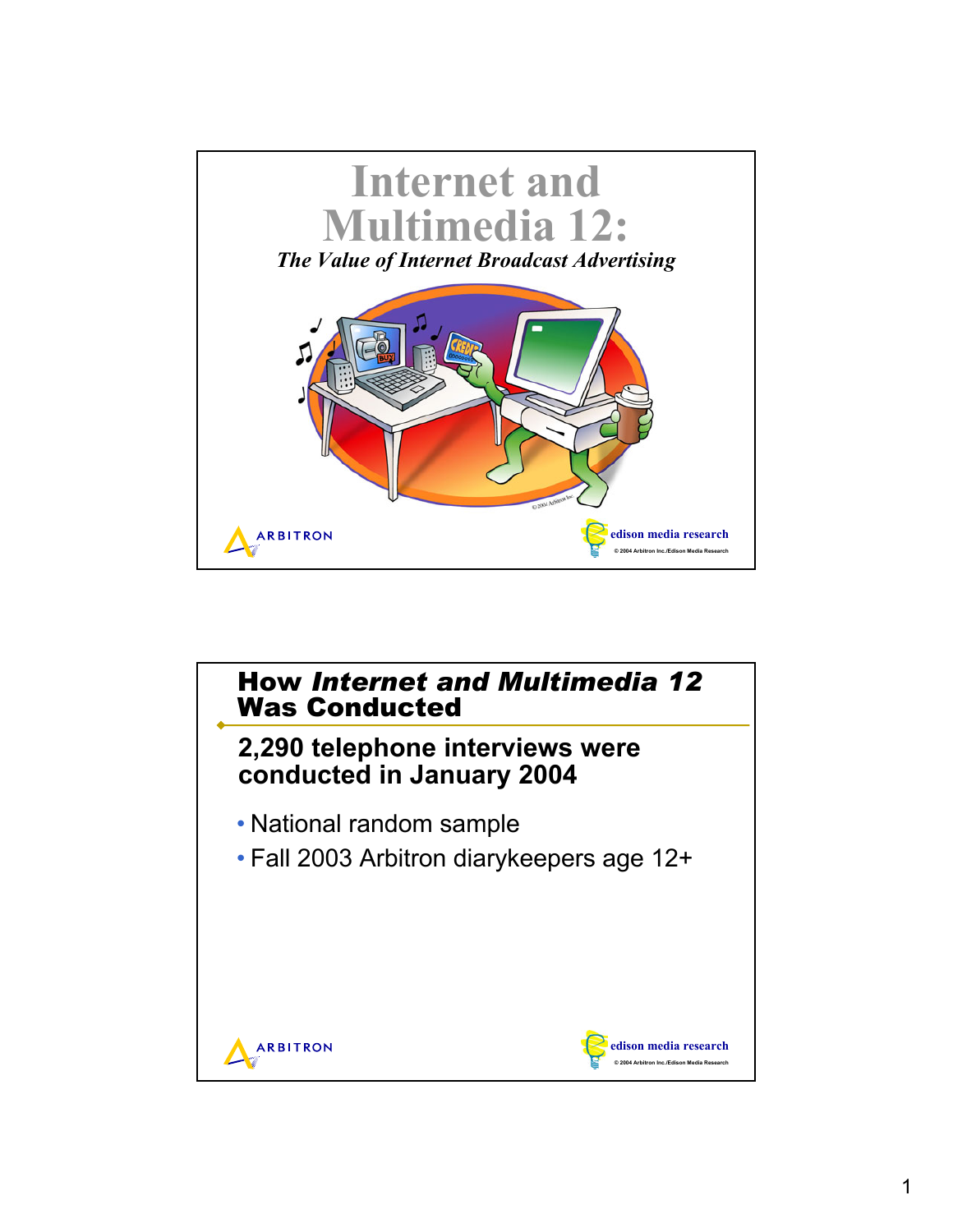# Internet and Multimedia 12:

*The Value of Internet Broadcast Advertising*

ARBITRON

edison media research

© 2004 Arbitron Inc./Edison Media Research

## How *Internet and Multimedia 12* Was Conducted

**2,290 telephone interviews were conducted in January 2004**

- National random sample
- Fall 2003 Arbitron diarykeepers age 12+

ARBITRON

edison media research

© 2004 Arbitron Inc./Edison Media Research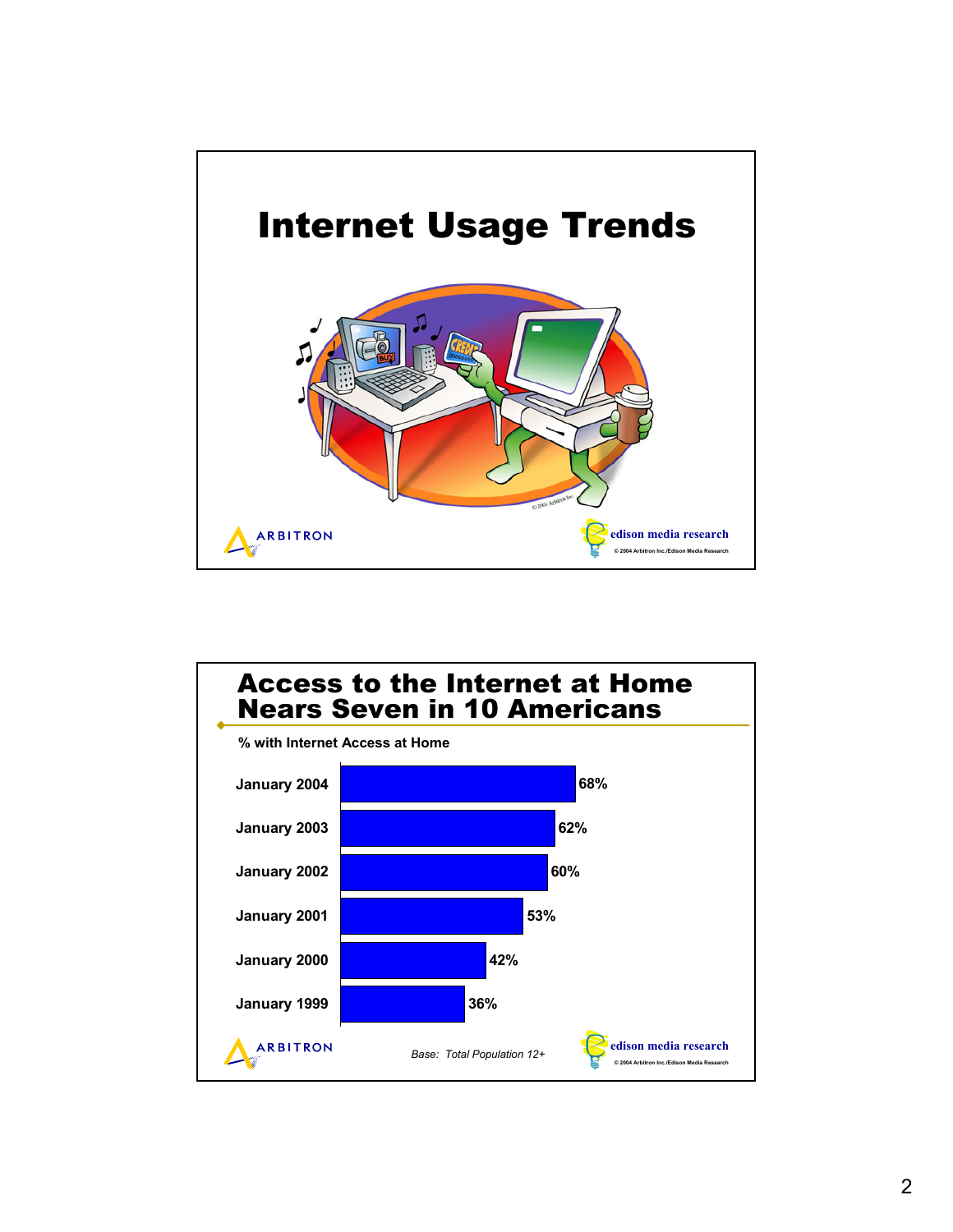# Internet Usage Trends

ARBITRON

edison media research

© 2004 Arbitron Inc./Edison Media Research

## Access to the Internet at Home Nears Seven in 10 Americans

% with Internet Access at Home

| Date | % with Internet Access at Home |
|---|---|
| January 2004 | 68% |
| January 2003 | 62% |
| January 2002 | 60% |
| January 2001 | 53% |
| January 2000 | 42% |
| January 1999 | 36% |

*Base: Total Population 12+*

ARBITRON

edison media research

© 2004 Arbitron Inc./Edison Media Research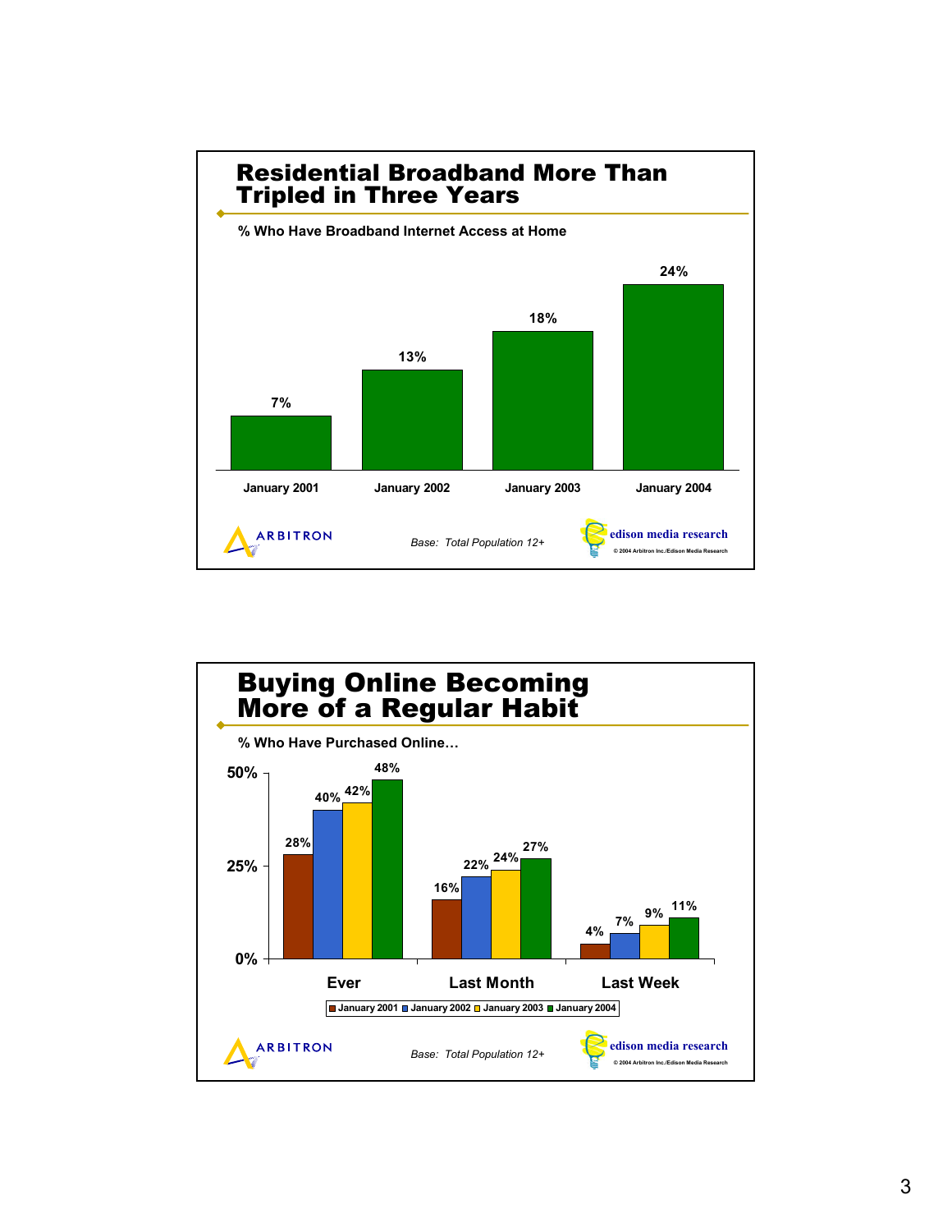## Residential Broadband More Than Tripled in Three Years

**% Who Have Broadband Internet Access at Home**

| | January 2001 | January 2002 | January 2003 | January 2004 |
|---|---|---|---|---|
| % | 7% | 13% | 18% | 24% |

ARBITRON

*Base: Total Population 12+*

edison media research

© 2004 Arbitron Inc./Edison Media Research

## Buying Online Becoming More of a Regular Habit

**% Who Have Purchased Online…**

| | January 2001 | January 2002 | January 2003 | January 2004 |
|---|---|---|---|---|
| Ever | 28% | 40% | 42% | 48% |
| Last Month | 16% | 22% | 24% | 27% |
| Last Week | 4% | 7% | 9% | 11% |

ARBITRON

*Base: Total Population 12+*

edison media research

© 2004 Arbitron Inc./Edison Media Research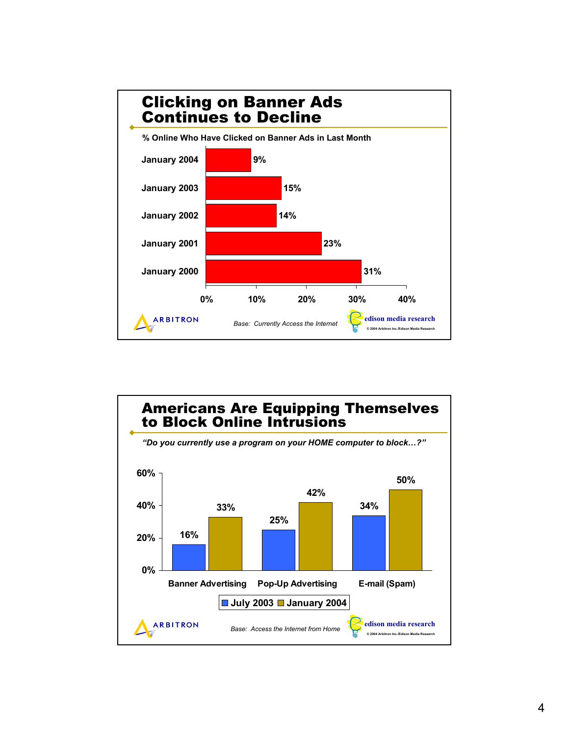## Clicking on Banner Ads Continues to Decline

**% Online Who Have Clicked on Banner Ads in Last Month**

| | % |
|---|---|
| January 2004 | 9% |
| January 2003 | 15% |
| January 2002 | 14% |
| January 2001 | 23% |
| January 2000 | 31% |

ARBITRON

*Base: Currently Access the Internet*

edison media research

© 2004 Arbitron Inc./Edison Media Research

## Americans Are Equipping Themselves to Block Online Intrusions

***"Do you currently use a program on your HOME computer to block…?"***

| | July 2003 | January 2004 |
|---|---|---|
| Banner Advertising | 16% | 33% |
| Pop-Up Advertising | 25% | 42% |
| E-mail (Spam) | 34% | 50% |

ARBITRON

*Base: Access the Internet from Home*

edison media research

© 2004 Arbitron Inc./Edison Media Research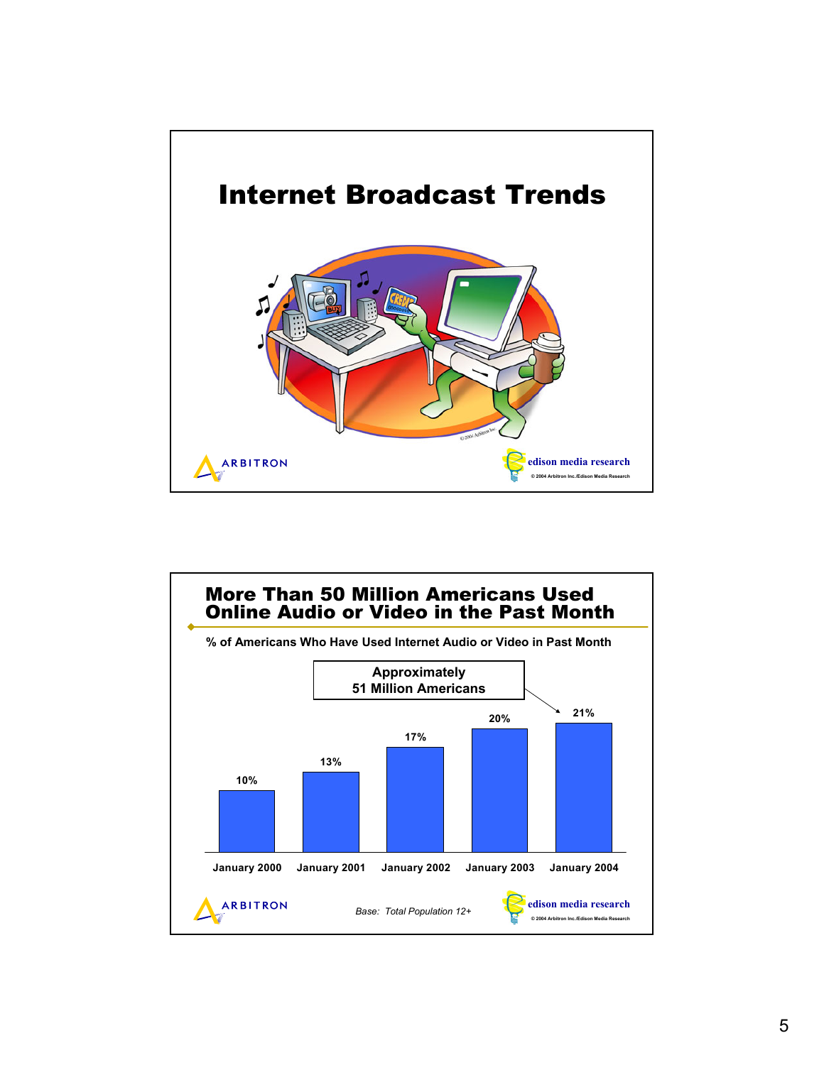# Internet Broadcast Trends

ARBITRON

edison media research

© 2004 Arbitron Inc./Edison Media Research

## More Than 50 Million Americans Used Online Audio or Video in the Past Month

**% of Americans Who Have Used Internet Audio or Video in Past Month**

Approximately 51 Million Americans

| January 2000 | January 2001 | January 2002 | January 2003 | January 2004 |
|---|---|---|---|---|
| 10% | 13% | 17% | 20% | 21% |

*Base: Total Population 12+*

ARBITRON

edison media research

© 2004 Arbitron Inc./Edison Media Research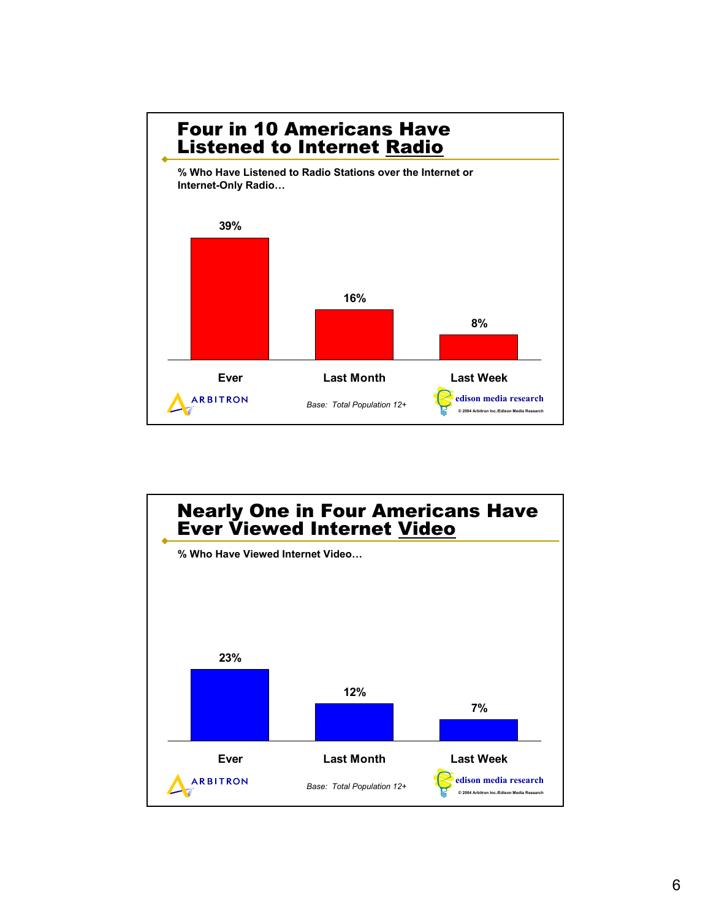## Four in 10 Americans Have Listened to Internet Radio

**% Who Have Listened to Radio Stations over the Internet or Internet-Only Radio…**

| Ever | Last Month | Last Week |
|---|---|---|
| 39% | 16% | 8% |

ARBITRON

*Base: Total Population 12+*

edison media research

© 2004 Arbitron Inc./Edison Media Research

## Nearly One in Four Americans Have Ever Viewed Internet Video

**% Who Have Viewed Internet Video…**

| Ever | Last Month | Last Week |
|---|---|---|
| 23% | 12% | 7% |

ARBITRON

*Base: Total Population 12+*

edison media research

© 2004 Arbitron Inc./Edison Media Research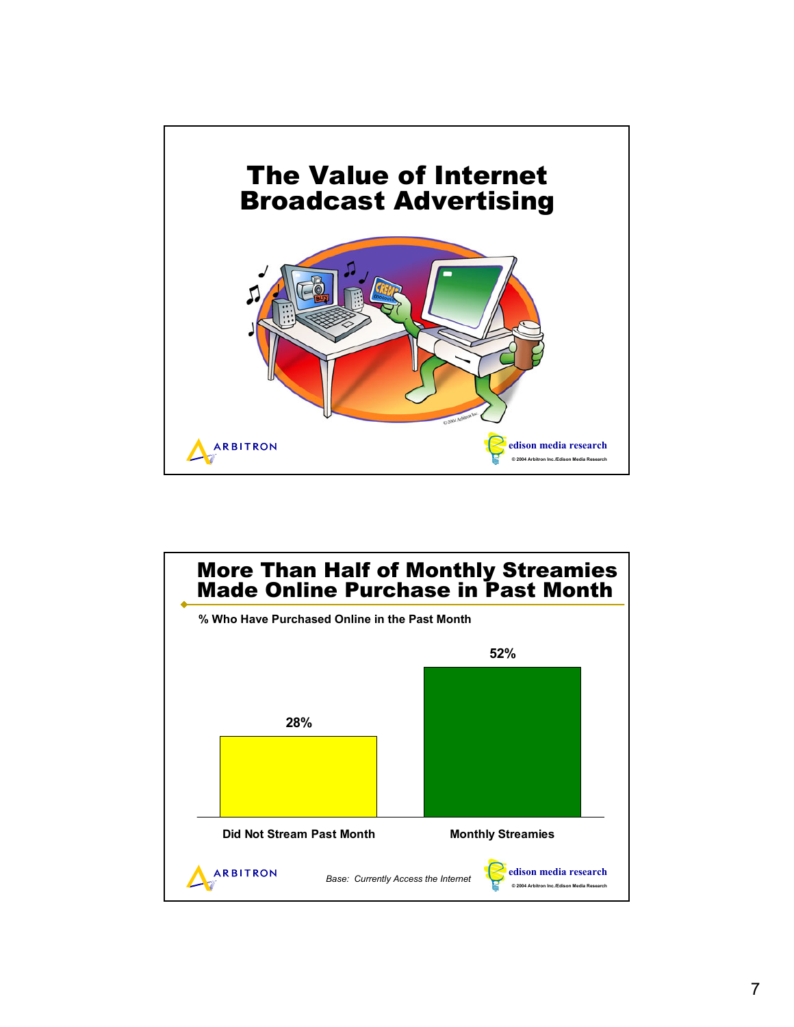# The Value of Internet Broadcast Advertising

ARBITRON

edison media research

© 2004 Arbitron Inc./Edison Media Research

# More Than Half of Monthly Streamies Made Online Purchase in Past Month

% Who Have Purchased Online in the Past Month

| Did Not Stream Past Month | Monthly Streamies |
|---|---|
| 28% | 52% |

ARBITRON

*Base: Currently Access the Internet*

edison media research

© 2004 Arbitron Inc./Edison Media Research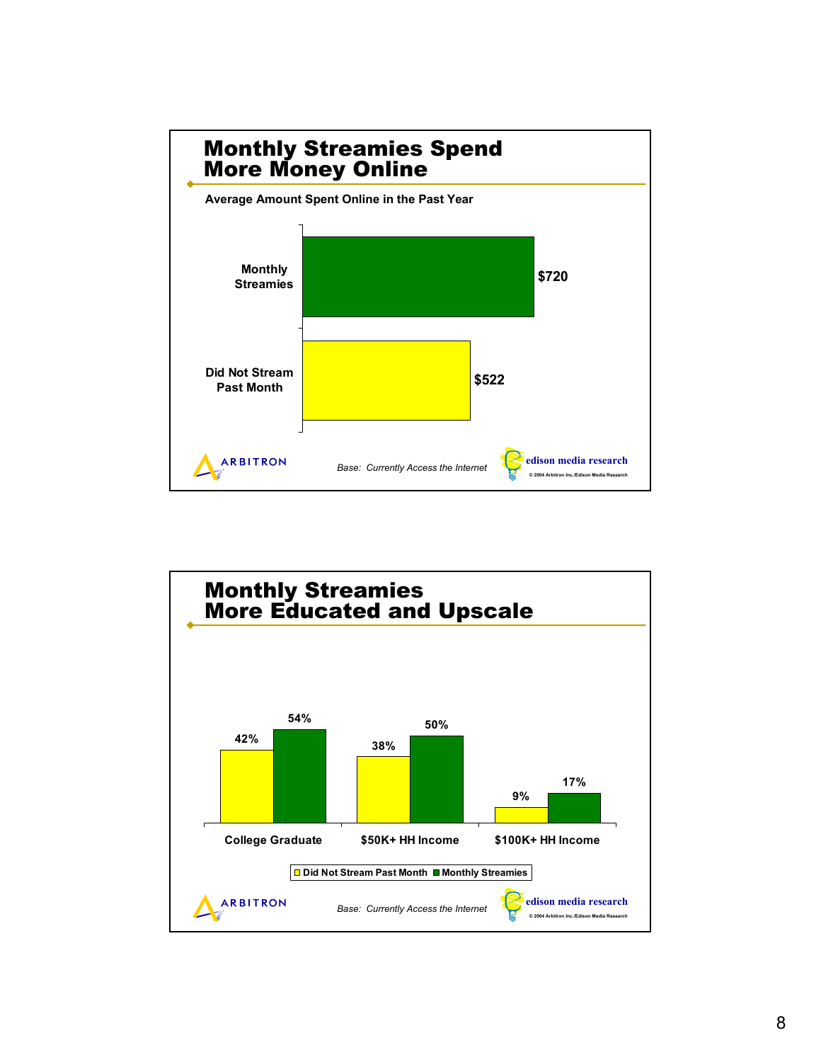## Monthly Streamies Spend More Money Online

**Average Amount Spent Online in the Past Year**

| | Average Amount Spent |
|---|---|
| Monthly Streamies | $720 |
| Did Not Stream Past Month | $522 |

ARBITRON

*Base: Currently Access the Internet*

edison media research

© 2004 Arbitron Inc./Edison Media Research

## Monthly Streamies More Educated and Upscale

| | Did Not Stream Past Month | Monthly Streamies |
|---|---|---|
| College Graduate | 42% | 54% |
| $50K+ HH Income | 38% | 50% |
| $100K+ HH Income | 9% | 17% |

ARBITRON

*Base: Currently Access the Internet*

edison media research

© 2004 Arbitron Inc./Edison Media Research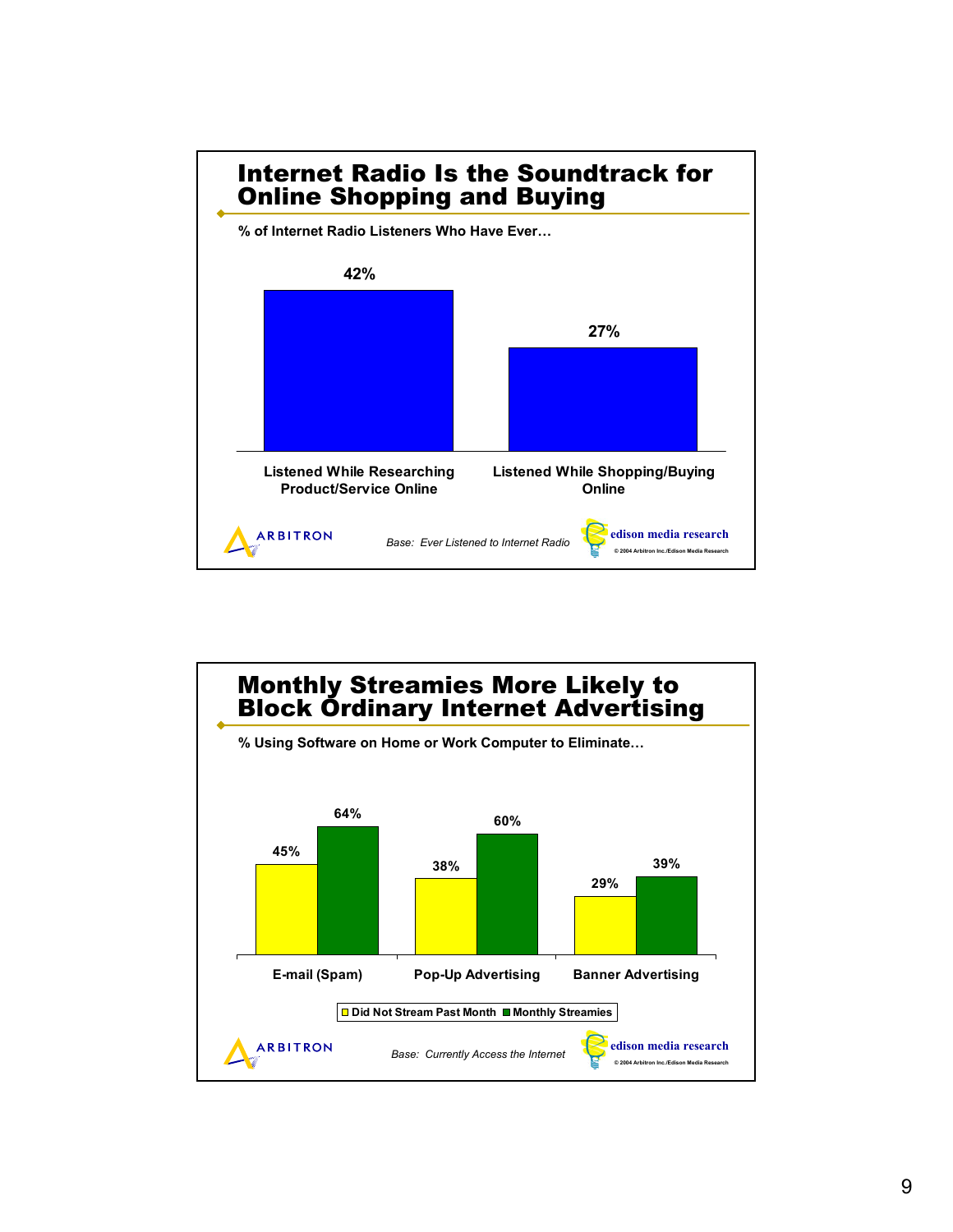## Internet Radio Is the Soundtrack for Online Shopping and Buying

**% of Internet Radio Listeners Who Have Ever…**

| | % |
|---|---|
| Listened While Researching Product/Service Online | 42% |
| Listened While Shopping/Buying Online | 27% |

*Base: Ever Listened to Internet Radio*

ARBITRON | edison media research

© 2004 Arbitron Inc./Edison Media Research

## Monthly Streamies More Likely to Block Ordinary Internet Advertising

**% Using Software on Home or Work Computer to Eliminate…**

| | Did Not Stream Past Month | Monthly Streamies |
|---|---|---|
| E-mail (Spam) | 45% | 64% |
| Pop-Up Advertising | 38% | 60% |
| Banner Advertising | 29% | 39% |

*Base: Currently Access the Internet*

ARBITRON | edison media research

© 2004 Arbitron Inc./Edison Media Research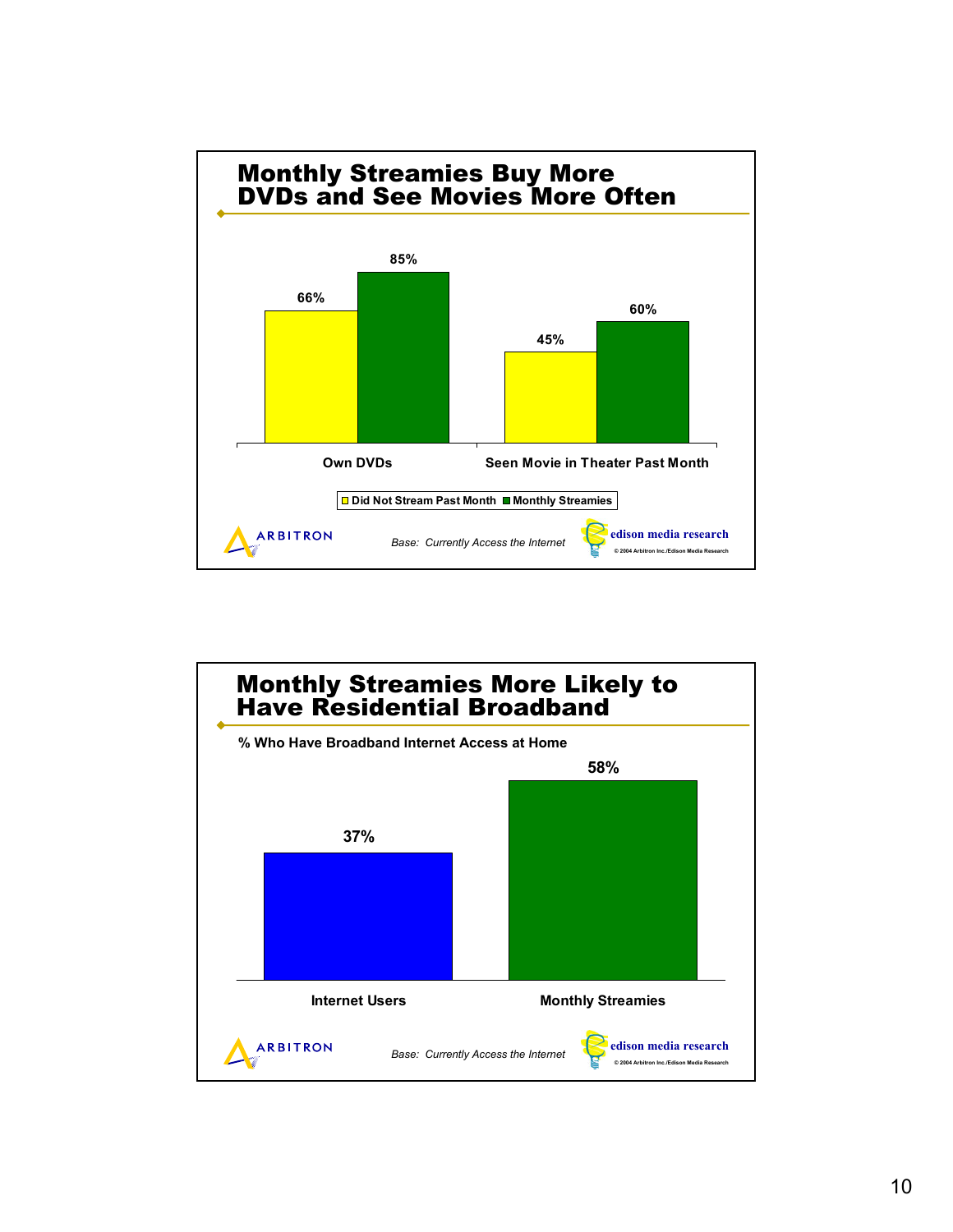## Monthly Streamies Buy More DVDs and See Movies More Often

| | Did Not Stream Past Month | Monthly Streamies |
|---|---|---|
| Own DVDs | 66% | 85% |
| Seen Movie in Theater Past Month | 45% | 60% |

ARBITRON

*Base: Currently Access the Internet*

edison media research

© 2004 Arbitron Inc./Edison Media Research

## Monthly Streamies More Likely to Have Residential Broadband

% Who Have Broadband Internet Access at Home

| Internet Users | Monthly Streamies |
|---|---|
| 37% | 58% |

ARBITRON

*Base: Currently Access the Internet*

edison media research

© 2004 Arbitron Inc./Edison Media Research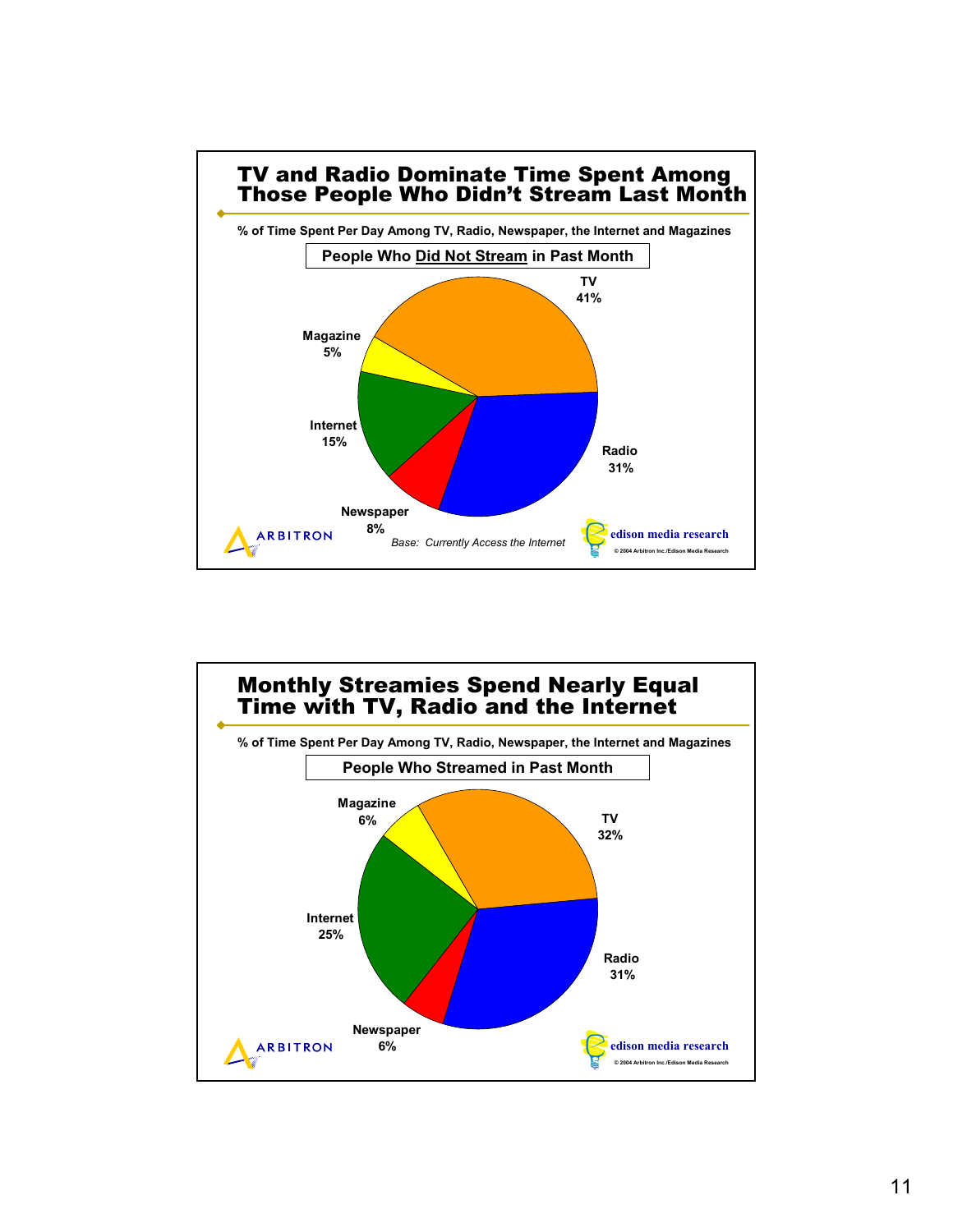## TV and Radio Dominate Time Spent Among Those People Who Didn't Stream Last Month

% of Time Spent Per Day Among TV, Radio, Newspaper, the Internet and Magazines

**People Who Did Not Stream in Past Month**

| Medium | % |
|---|---|
| TV | 41% |
| Radio | 31% |
| Newspaper | 8% |
| Internet | 15% |
| Magazine | 5% |

*Base: Currently Access the Internet*

ARBITRON

edison media research

© 2004 Arbitron Inc./Edison Media Research

## Monthly Streamies Spend Nearly Equal Time with TV, Radio and the Internet

% of Time Spent Per Day Among TV, Radio, Newspaper, the Internet and Magazines

**People Who Streamed in Past Month**

| Medium | % |
|---|---|
| TV | 32% |
| Radio | 31% |
| Newspaper | 6% |
| Internet | 25% |
| Magazine | 6% |

ARBITRON

edison media research

© 2004 Arbitron Inc./Edison Media Research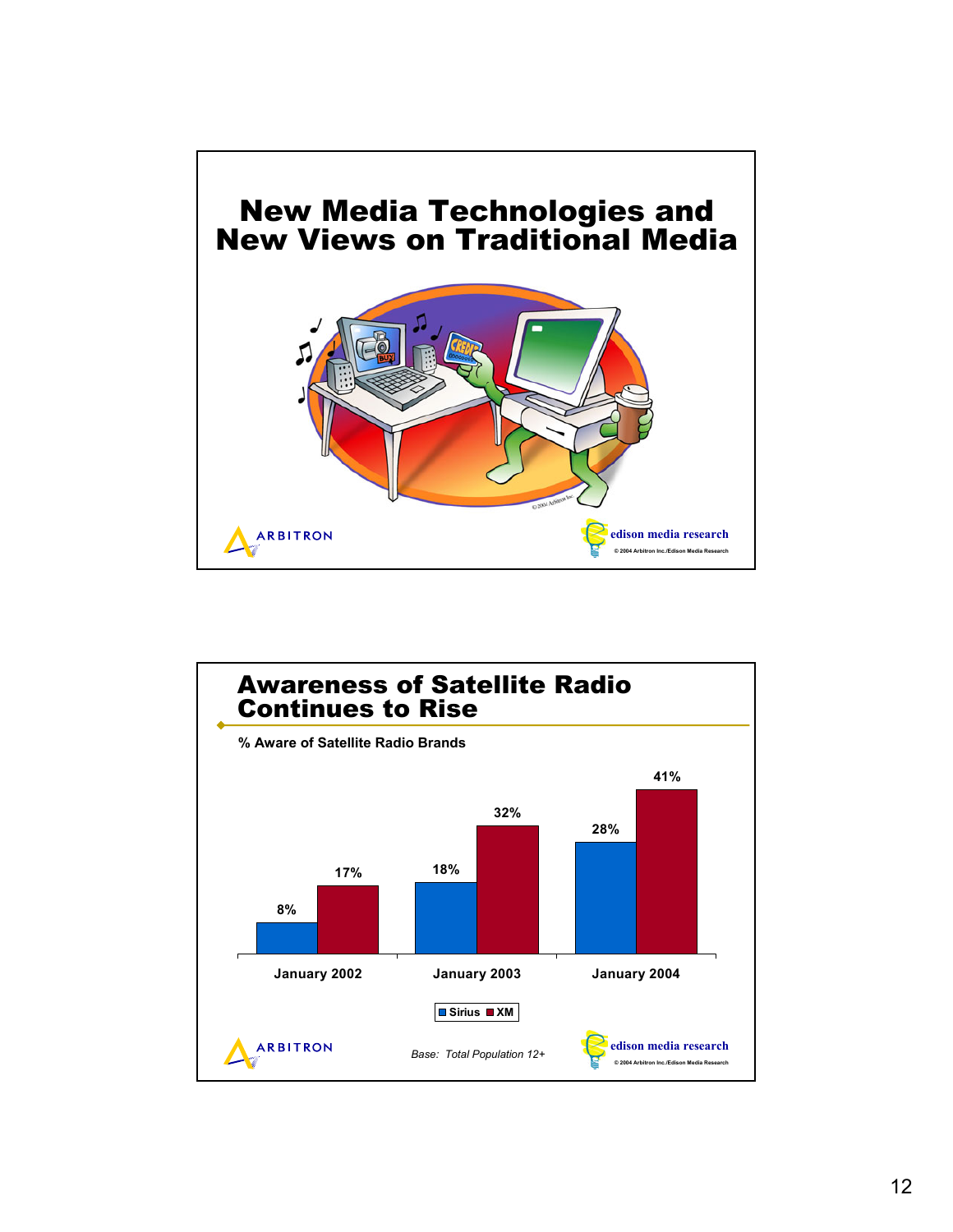# New Media Technologies and New Views on Traditional Media

ARBITRON

edison media research

© 2004 Arbitron Inc./Edison Media Research

---

## Awareness of Satellite Radio Continues to Rise

**% Aware of Satellite Radio Brands**

| | Sirius | XM |
|---|---|---|
| January 2002 | 8% | 17% |
| January 2003 | 18% | 32% |
| January 2004 | 28% | 41% |

*Base: Total Population 12+*

ARBITRON

edison media research

© 2004 Arbitron Inc./Edison Media Research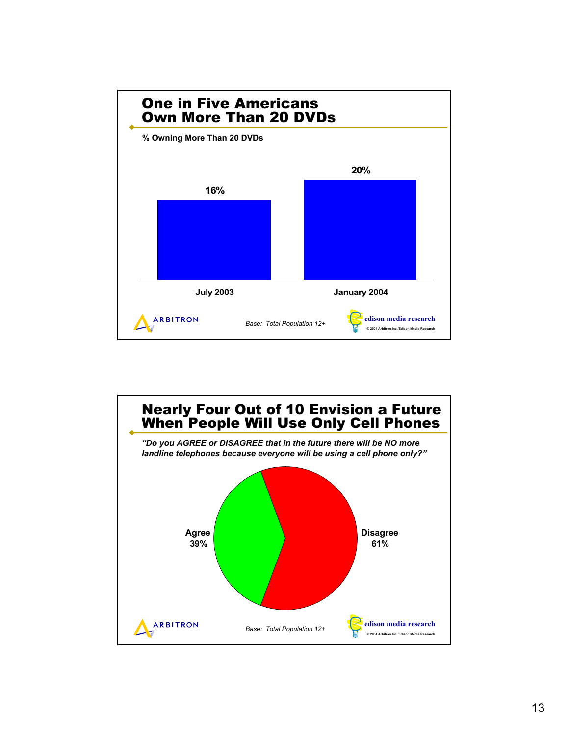## One in Five Americans Own More Than 20 DVDs

**% Owning More Than 20 DVDs**

| | July 2003 | January 2004 |
|---|---|---|
| % Owning More Than 20 DVDs | 16% | 20% |

ARBITRON

*Base: Total Population 12+*

edison media research

© 2004 Arbitron Inc./Edison Media Research

## Nearly Four Out of 10 Envision a Future When People Will Use Only Cell Phones

***"Do you AGREE or DISAGREE that in the future there will be NO more landline telephones because everyone will be using a cell phone only?"***

| Response | % |
|---|---|
| Agree | 39% |
| Disagree | 61% |

ARBITRON

*Base: Total Population 12+*

edison media research

© 2004 Arbitron Inc./Edison Media Research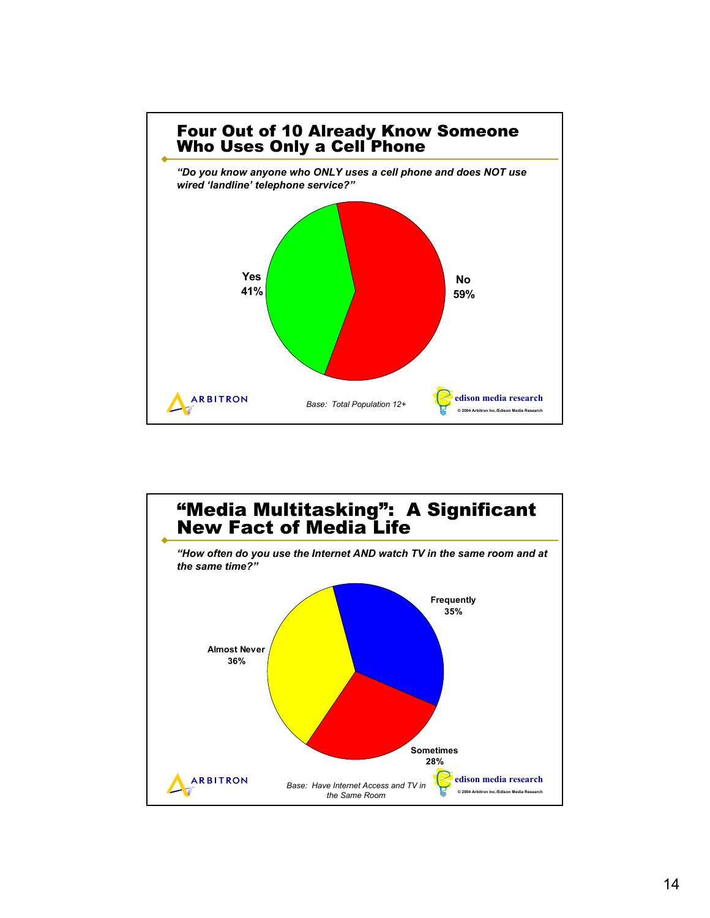## Four Out of 10 Already Know Someone Who Uses Only a Cell Phone

*"Do you know anyone who ONLY uses a cell phone and does NOT use wired 'landline' telephone service?"*

| Response | % |
|---|---|
| Yes | 41% |
| No | 59% |

Base: Total Population 12+

ARBITRON — edison media research

© 2004 Arbitron Inc./Edison Media Research

## "Media Multitasking": A Significant New Fact of Media Life

*"How often do you use the Internet AND watch TV in the same room and at the same time?"*

| Response | % |
|---|---|
| Frequently | 35% |
| Sometimes | 28% |
| Almost Never | 36% |

Base: Have Internet Access and TV in the Same Room

ARBITRON — edison media research

© 2004 Arbitron Inc./Edison Media Research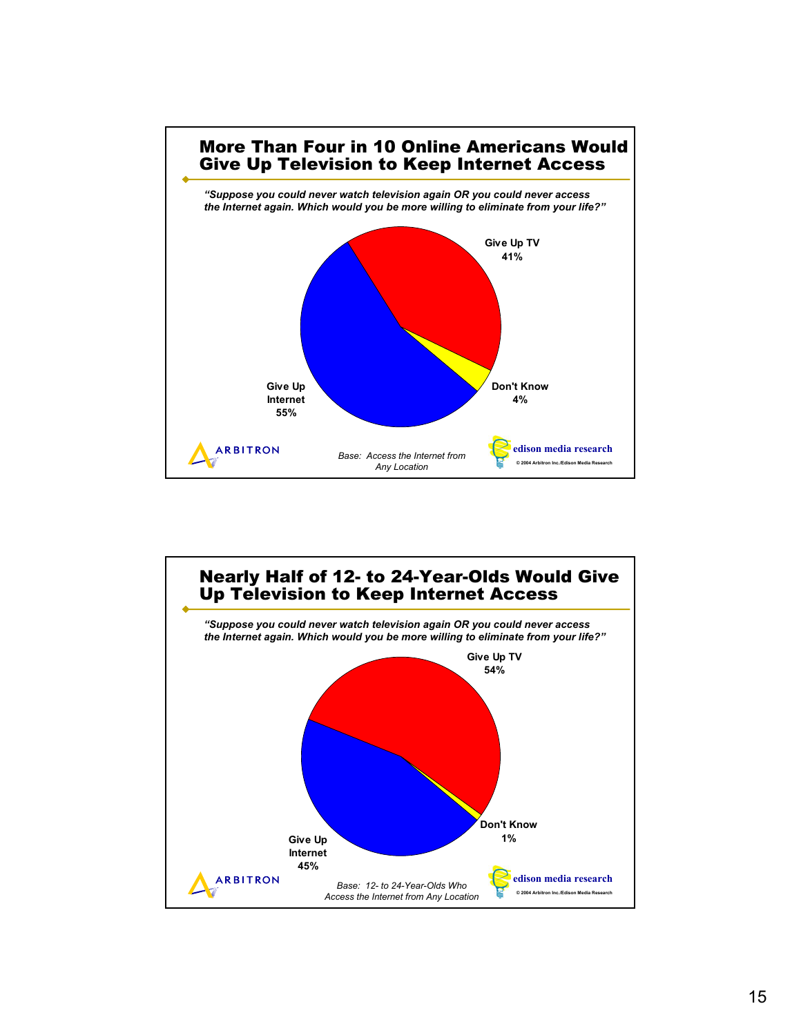## More Than Four in 10 Online Americans Would Give Up Television to Keep Internet Access

*"Suppose you could never watch television again OR you could never access the Internet again. Which would you be more willing to eliminate from your life?"*

Give Up TV 41%

Don't Know 4%

Give Up Internet 55%

ARBITRON

*Base: Access the Internet from Any Location*

edison media research

© 2004 Arbitron Inc./Edison Media Research

## Nearly Half of 12- to 24-Year-Olds Would Give Up Television to Keep Internet Access

*"Suppose you could never watch television again OR you could never access the Internet again. Which would you be more willing to eliminate from your life?"*

Give Up TV 54%

Don't Know 1%

Give Up Internet 45%

ARBITRON

*Base: 12- to 24-Year-Olds Who Access the Internet from Any Location*

edison media research

© 2004 Arbitron Inc./Edison Media Research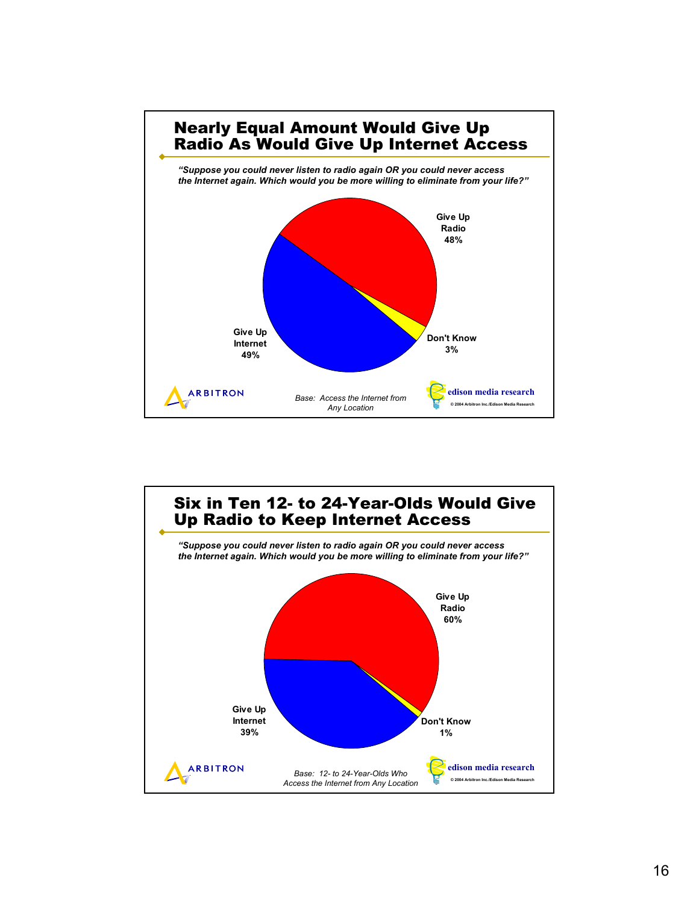## Nearly Equal Amount Would Give Up Radio As Would Give Up Internet Access

*"Suppose you could never listen to radio again OR you could never access the Internet again. Which would you be more willing to eliminate from your life?"*

Give Up Radio 48%

Give Up Internet 49%

Don't Know 3%

ARBITRON

*Base: Access the Internet from Any Location*

edison media research

© 2004 Arbitron Inc./Edison Media Research

## Six in Ten 12- to 24-Year-Olds Would Give Up Radio to Keep Internet Access

*"Suppose you could never listen to radio again OR you could never access the Internet again. Which would you be more willing to eliminate from your life?"*

Give Up Radio 60%

Give Up Internet 39%

Don't Know 1%

ARBITRON

*Base: 12- to 24-Year-Olds Who Access the Internet from Any Location*

edison media research

© 2004 Arbitron Inc./Edison Media Research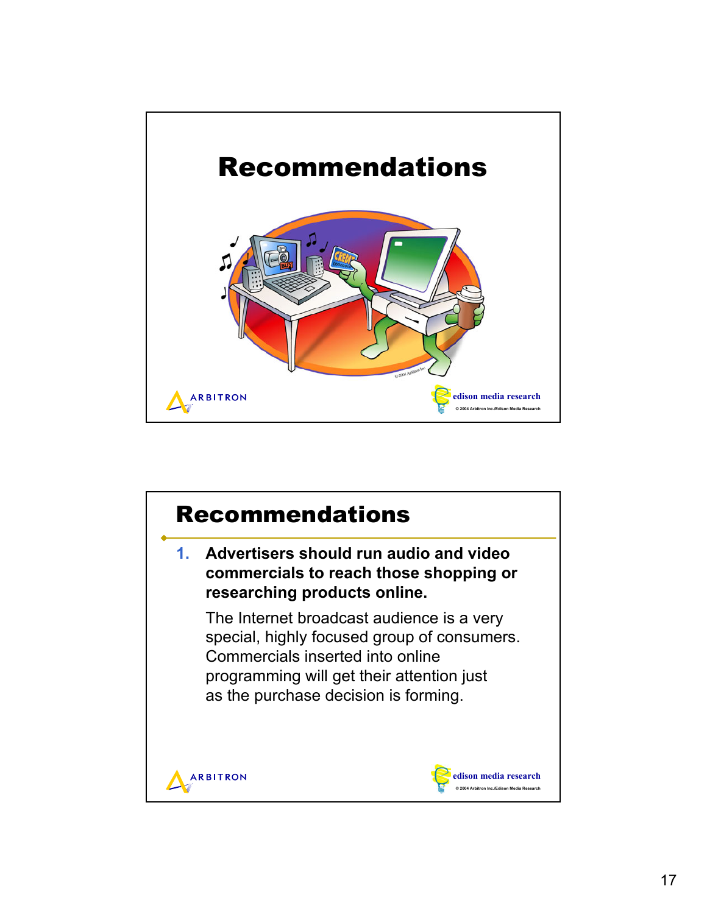# Recommendations

ARBITRON

edison media research

© 2004 Arbitron Inc./Edison Media Research

# Recommendations

1. **Advertisers should run audio and video commercials to reach those shopping or researching products online.**

   The Internet broadcast audience is a very special, highly focused group of consumers. Commercials inserted into online programming will get their attention just as the purchase decision is forming.

ARBITRON

edison media research

© 2004 Arbitron Inc./Edison Media Research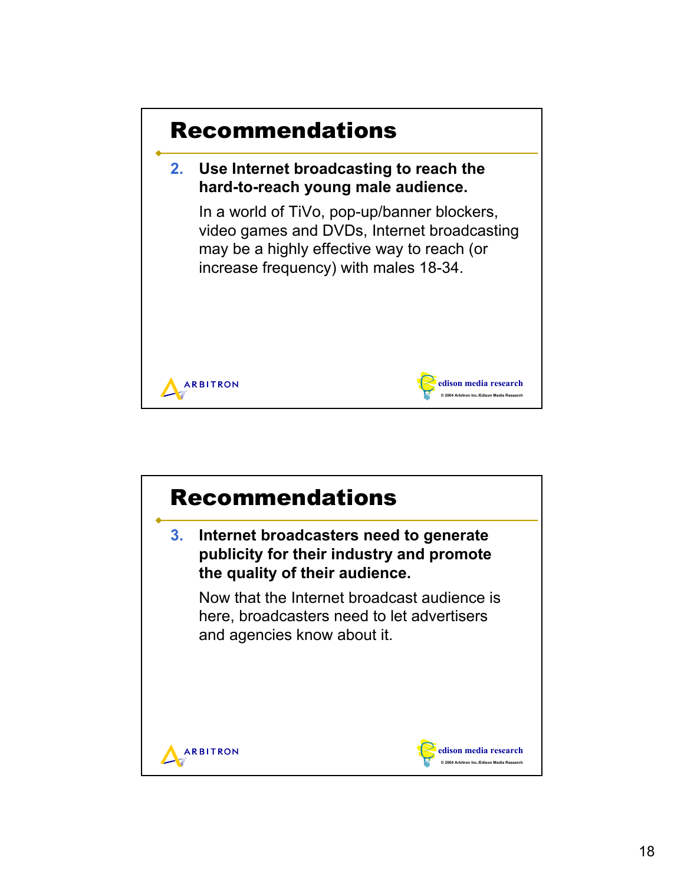## Recommendations

2. **Use Internet broadcasting to reach the hard-to-reach young male audience.**

   In a world of TiVo, pop-up/banner blockers, video games and DVDs, Internet broadcasting may be a highly effective way to reach (or increase frequency) with males 18-34.

ARBITRON

edison media research

© 2004 Arbitron Inc./Edison Media Research

## Recommendations

3. **Internet broadcasters need to generate publicity for their industry and promote the quality of their audience.**

   Now that the Internet broadcast audience is here, broadcasters need to let advertisers and agencies know about it.

ARBITRON

edison media research

© 2004 Arbitron Inc./Edison Media Research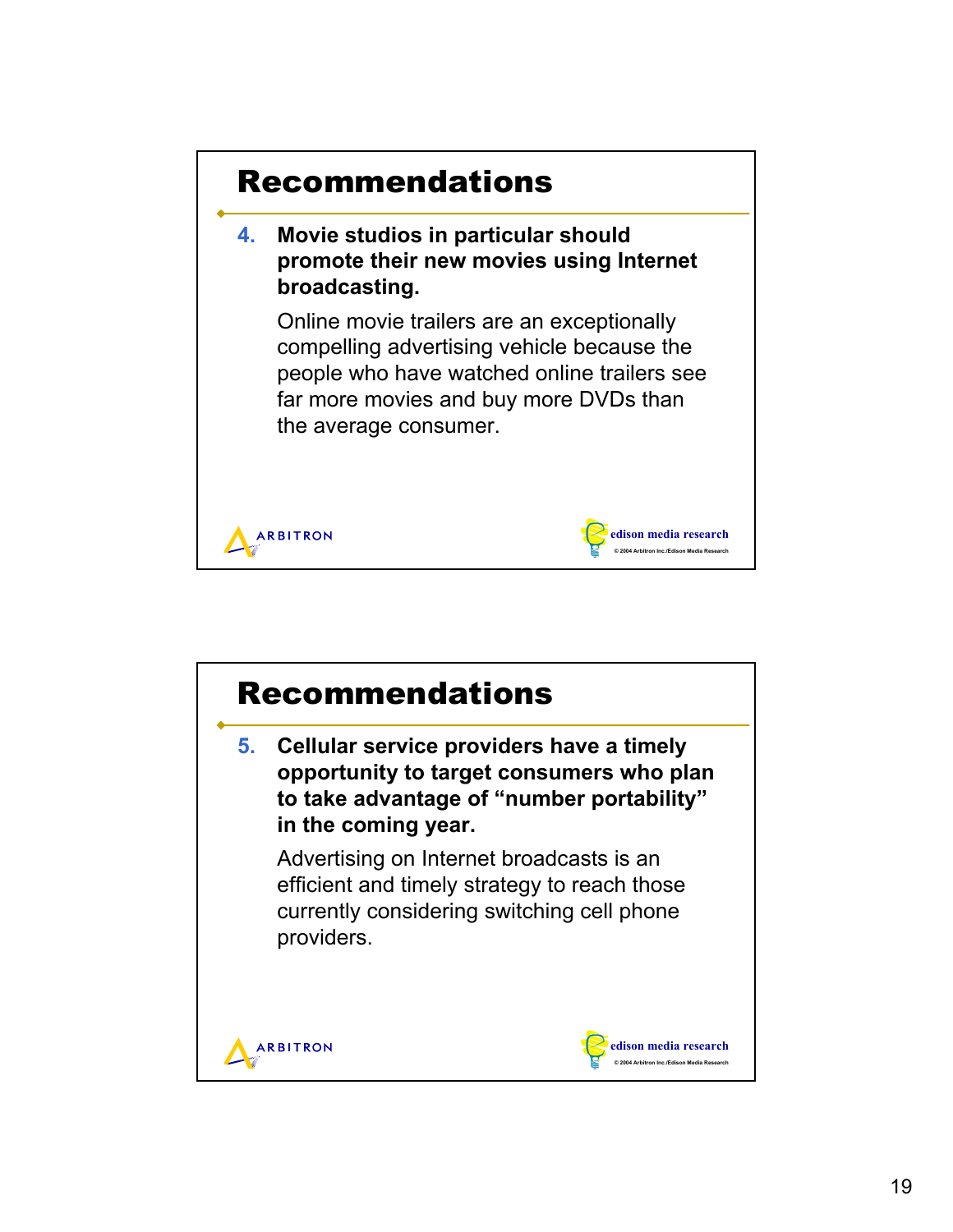# Recommendations

4. **Movie studios in particular should promote their new movies using Internet broadcasting.**

   Online movie trailers are an exceptionally compelling advertising vehicle because the people who have watched online trailers see far more movies and buy more DVDs than the average consumer.

ARBITRON

edison media research

© 2004 Arbitron Inc./Edison Media Research

# Recommendations

5. **Cellular service providers have a timely opportunity to target consumers who plan to take advantage of "number portability" in the coming year.**

   Advertising on Internet broadcasts is an efficient and timely strategy to reach those currently considering switching cell phone providers.

ARBITRON

edison media research

© 2004 Arbitron Inc./Edison Media Research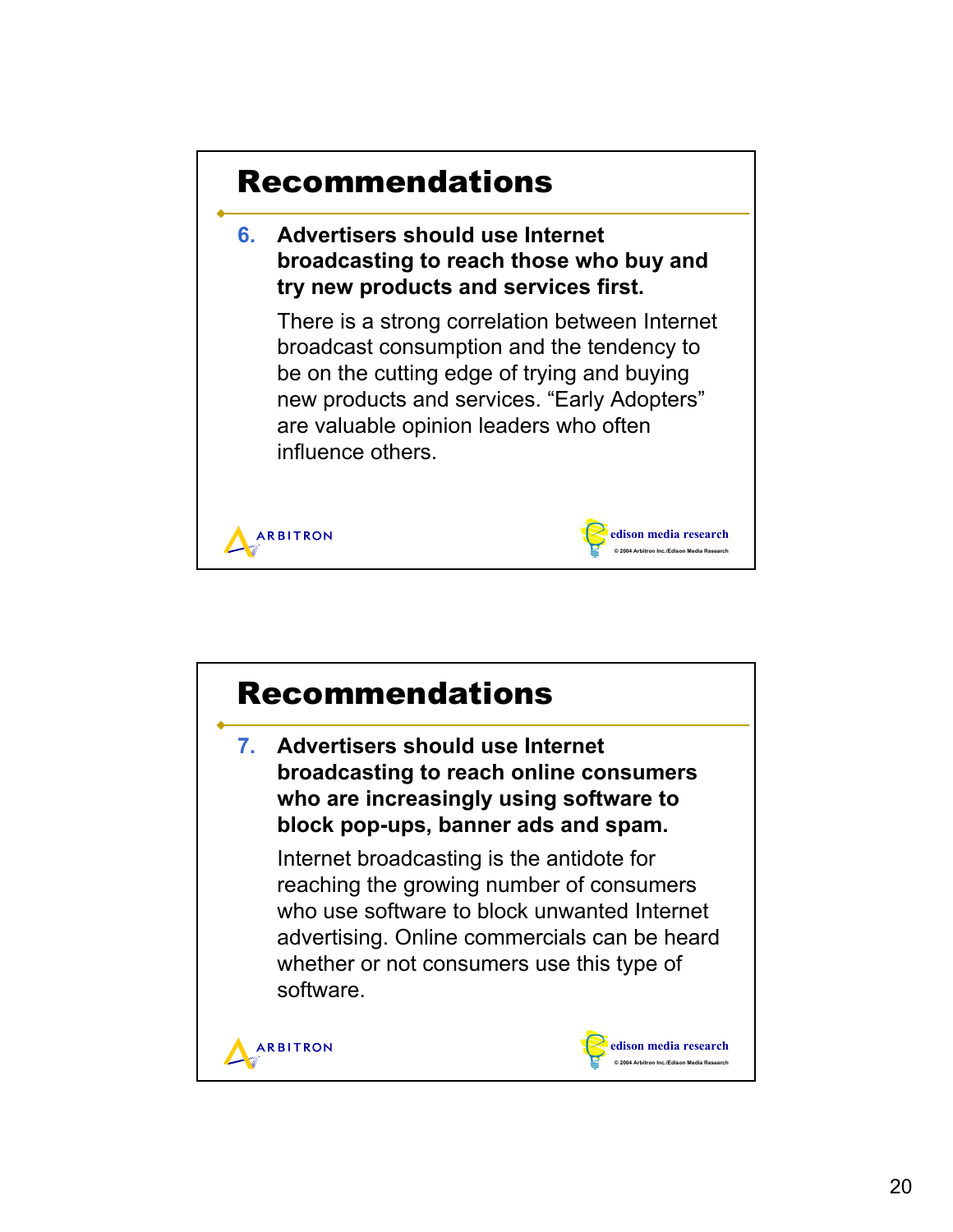## Recommendations

6. **Advertisers should use Internet broadcasting to reach those who buy and try new products and services first.**

   There is a strong correlation between Internet broadcast consumption and the tendency to be on the cutting edge of trying and buying new products and services. "Early Adopters" are valuable opinion leaders who often influence others.

ARBITRON

edison media research

© 2004 Arbitron Inc./Edison Media Research

## Recommendations

7. **Advertisers should use Internet broadcasting to reach online consumers who are increasingly using software to block pop-ups, banner ads and spam.**

   Internet broadcasting is the antidote for reaching the growing number of consumers who use software to block unwanted Internet advertising. Online commercials can be heard whether or not consumers use this type of software.

ARBITRON

edison media research

© 2004 Arbitron Inc./Edison Media Research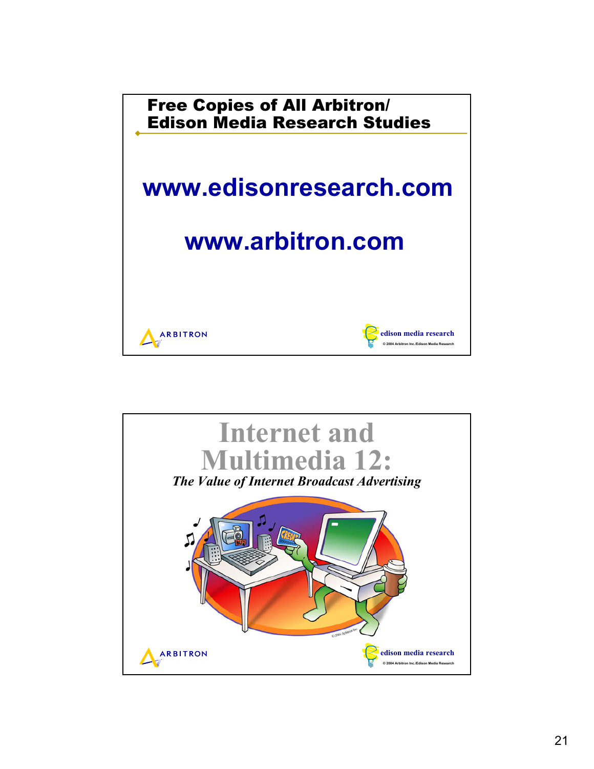## Free Copies of All Arbitron/ Edison Media Research Studies

**www.edisonresearch.com**

**www.arbitron.com**

ARBITRON

edison media research

© 2004 Arbitron Inc./Edison Media Research

# Internet and Multimedia 12:

*The Value of Internet Broadcast Advertising*

ARBITRON

edison media research

© 2004 Arbitron Inc./Edison Media Research